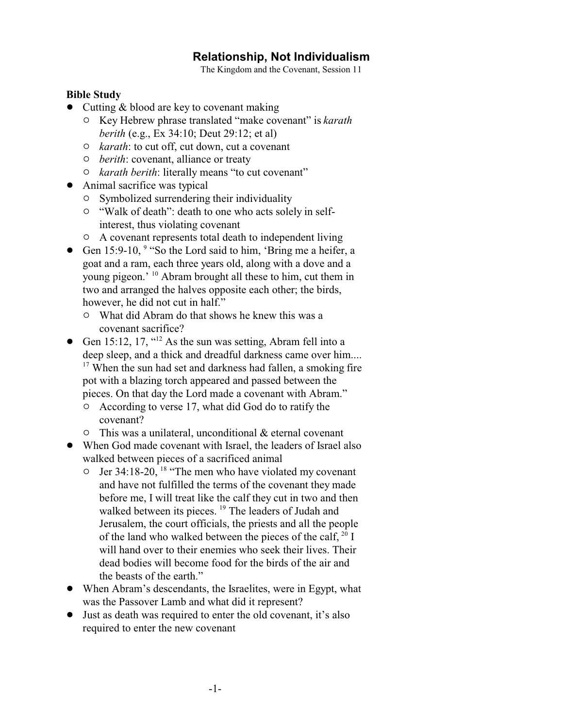# Relationship, Not Individualism

The Kingdom and the Covenant, Session 11

## Bible Study

- Cutting & blood are key to covenant making
  - Key Hebrew phrase translated "make covenant" is *karath berith* (e.g., Ex 34:10; Deut 29:12; et al)
  - *karath*: to cut off, cut down, cut a covenant
  - *berith*: covenant, alliance or treaty
  - *karath berith*: literally means "to cut covenant"
- Animal sacrifice was typical
  - Symbolized surrendering their individuality
  - "Walk of death": death to one who acts solely in self-interest, thus violating covenant
  - A covenant represents total death to independent living
- Gen 15:9-10, [9] "So the Lord said to him, 'Bring me a heifer, a goat and a ram, each three years old, along with a dove and a young pigeon.' [10] Abram brought all these to him, cut them in two and arranged the halves opposite each other; the birds, however, he did not cut in half."
  - What did Abram do that shows he knew this was a covenant sacrifice?
- Gen 15:12, 17, "[12] As the sun was setting, Abram fell into a deep sleep, and a thick and dreadful darkness came over him.... [17] When the sun had set and darkness had fallen, a smoking fire pot with a blazing torch appeared and passed between the pieces. On that day the Lord made a covenant with Abram."
  - According to verse 17, what did God do to ratify the covenant?
  - This was a unilateral, unconditional & eternal covenant
- When God made covenant with Israel, the leaders of Israel also walked between pieces of a sacrificed animal
  - Jer 34:18-20, [18] "The men who have violated my covenant and have not fulfilled the terms of the covenant they made before me, I will treat like the calf they cut in two and then walked between its pieces. [19] The leaders of Judah and Jerusalem, the court officials, the priests and all the people of the land who walked between the pieces of the calf, [20] I will hand over to their enemies who seek their lives. Their dead bodies will become food for the birds of the air and the beasts of the earth."
- When Abram's descendants, the Israelites, were in Egypt, what was the Passover Lamb and what did it represent?
- Just as death was required to enter the old covenant, it's also required to enter the new covenant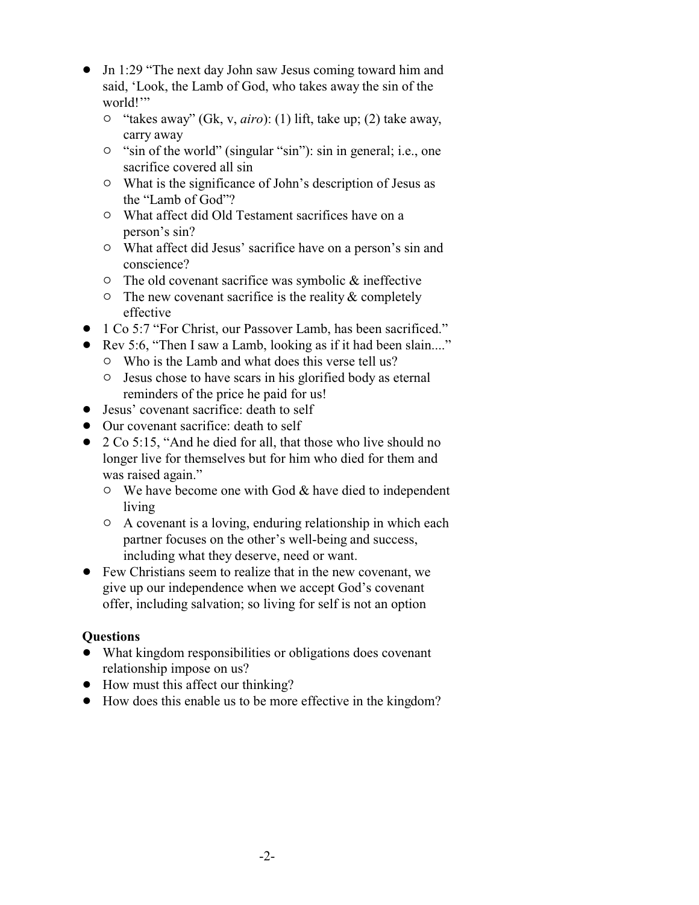- Jn 1:29 "The next day John saw Jesus coming toward him and said, 'Look, the Lamb of God, who takes away the sin of the world!'"
  - "takes away" (Gk, v, *airo*): (1) lift, take up; (2) take away, carry away
  - "sin of the world" (singular "sin"): sin in general; i.e., one sacrifice covered all sin
  - What is the significance of John's description of Jesus as the "Lamb of God"?
  - What affect did Old Testament sacrifices have on a person's sin?
  - What affect did Jesus' sacrifice have on a person's sin and conscience?
  - The old covenant sacrifice was symbolic & ineffective
  - The new covenant sacrifice is the reality & completely effective
- 1 Co 5:7 "For Christ, our Passover Lamb, has been sacrificed."
- Rev 5:6, "Then I saw a Lamb, looking as if it had been slain...."
  - Who is the Lamb and what does this verse tell us?
  - Jesus chose to have scars in his glorified body as eternal reminders of the price he paid for us!
- Jesus' covenant sacrifice: death to self
- Our covenant sacrifice: death to self
- 2 Co 5:15, "And he died for all, that those who live should no longer live for themselves but for him who died for them and was raised again."
  - We have become one with God & have died to independent living
  - A covenant is a loving, enduring relationship in which each partner focuses on the other's well-being and success, including what they deserve, need or want.
- Few Christians seem to realize that in the new covenant, we give up our independence when we accept God's covenant offer, including salvation; so living for self is not an option

**Questions**

- What kingdom responsibilities or obligations does covenant relationship impose on us?
- How must this affect our thinking?
- How does this enable us to be more effective in the kingdom?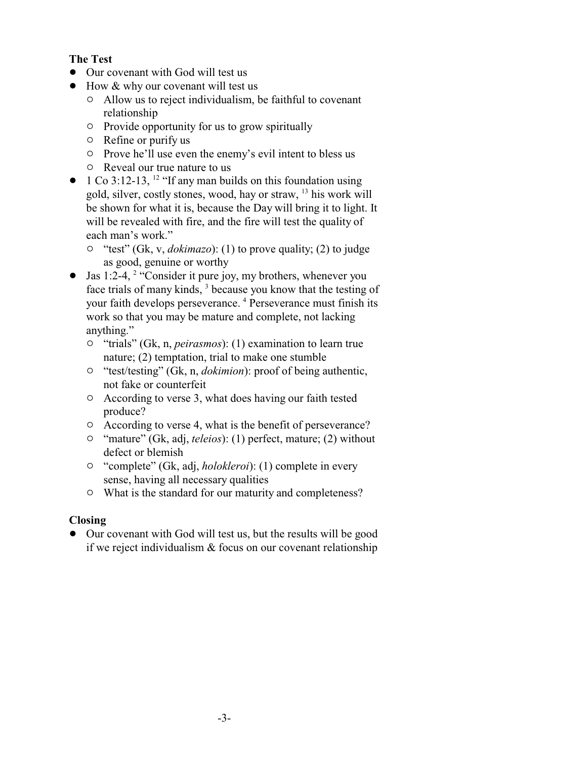**The Test**

- Our covenant with God will test us
- How & why our covenant will test us
  - Allow us to reject individualism, be faithful to covenant relationship
  - Provide opportunity for us to grow spiritually
  - Refine or purify us
  - Prove he'll use even the enemy's evil intent to bless us
  - Reveal our true nature to us
- 1 Co 3:12-13, [12] "If any man builds on this foundation using gold, silver, costly stones, wood, hay or straw, [13] his work will be shown for what it is, because the Day will bring it to light. It will be revealed with fire, and the fire will test the quality of each man's work."
  - "test" (Gk, v, *dokimazo*): (1) to prove quality; (2) to judge as good, genuine or worthy
- Jas 1:2-4, [2] "Consider it pure joy, my brothers, whenever you face trials of many kinds, [3] because you know that the testing of your faith develops perseverance. [4] Perseverance must finish its work so that you may be mature and complete, not lacking anything."
  - "trials" (Gk, n, *peirasmos*): (1) examination to learn true nature; (2) temptation, trial to make one stumble
  - "test/testing" (Gk, n, *dokimion*): proof of being authentic, not fake or counterfeit
  - According to verse 3, what does having our faith tested produce?
  - According to verse 4, what is the benefit of perseverance?
  - "mature" (Gk, adj, *teleios*): (1) perfect, mature; (2) without defect or blemish
  - "complete" (Gk, adj, *holokleroi*): (1) complete in every sense, having all necessary qualities
  - What is the standard for our maturity and completeness?

**Closing**

- Our covenant with God will test us, but the results will be good if we reject individualism & focus on our covenant relationship